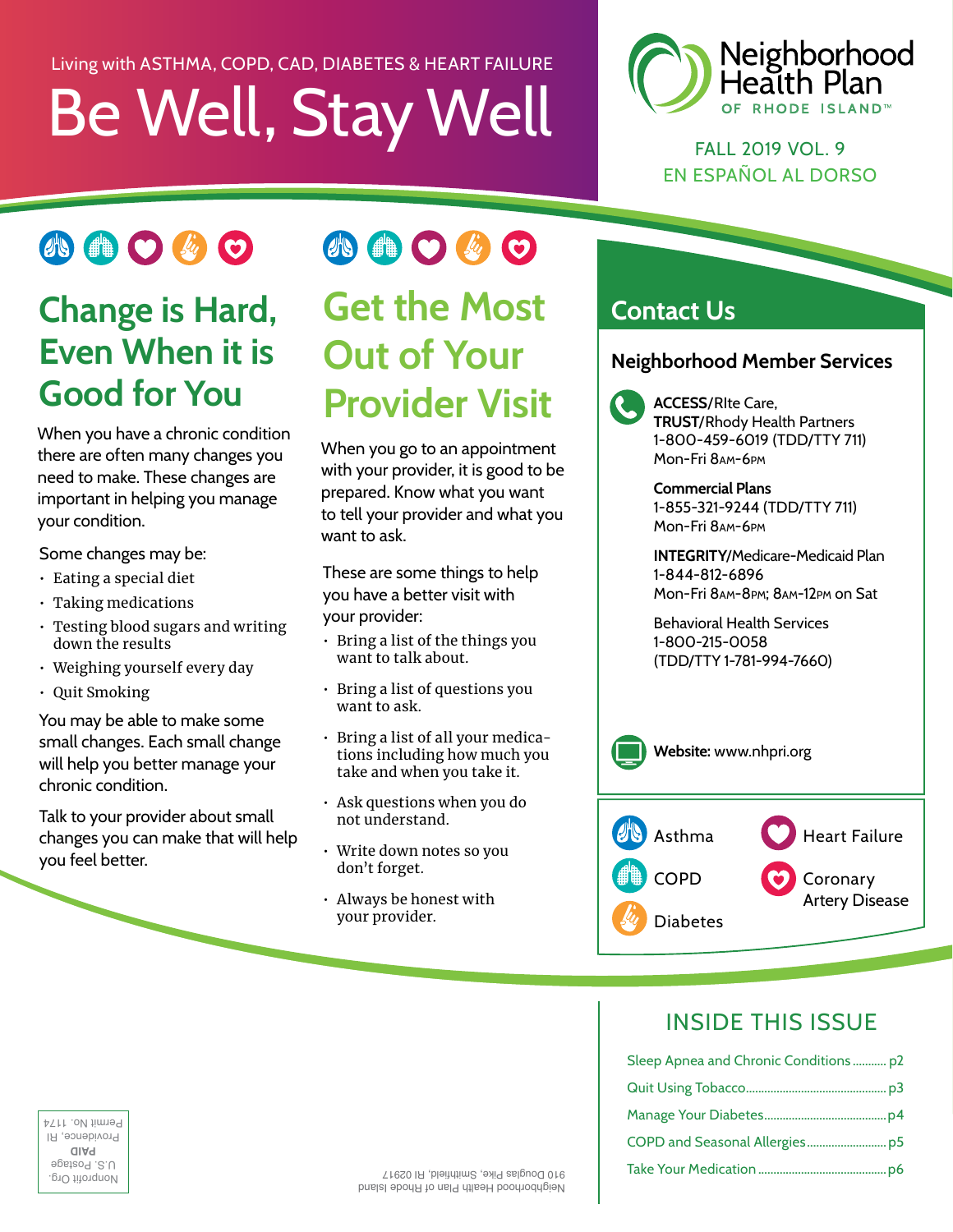Living with ASTHMA, COPD, CAD, DIABETES & HEART FAILURE

# Be Well, Stay Well

Neighborhood Health Plan OF RHODE ISLAND™

FALL 2019 VOL. 9

EN ESPAÑOL AL DORSO

## Change is Hard, Even When it is Good for You

When you have a chronic condition there are often many changes you need to make. These changes are important in helping you manage your condition.

Some changes may be:

- Eating a special diet
- Taking medications
- Testing blood sugars and writing down the results
- Weighing yourself every day
- Quit Smoking

You may be able to make some small changes. Each small change will help you better manage your chronic condition.

Talk to your provider about small changes you can make that will help you feel better.

## Get the Most Out of Your Provider Visit

When you go to an appointment with your provider, it is good to be prepared. Know what you want to tell your provider and what you want to ask.

These are some things to help you have a better visit with your provider:

- Bring a list of the things you want to talk about.
- Bring a list of questions you want to ask.
- Bring a list of all your medications including how much you take and when you take it.
- Ask questions when you do not understand.
- Write down notes so you don't forget.
- Always be honest with your provider.

## Contact Us

### Neighborhood Member Services

**ACCESS**/RIte Care, **TRUST**/Rhody Health Partners
1-800-459-6019 (TDD/TTY 711)
Mon-Fri 8AM-6PM

**Commercial Plans**
1-855-321-9244 (TDD/TTY 711)
Mon-Fri 8AM-6PM

**INTEGRITY**/Medicare-Medicaid Plan
1-844-812-6896
Mon-Fri 8AM-8PM; 8AM-12PM on Sat

Behavioral Health Services
1-800-215-0058
(TDD/TTY 1-781-994-7660)

**Website:** www.nhpri.org

Asthma · COPD · Diabetes · Heart Failure · Coronary Artery Disease

## INSIDE THIS ISSUE

- Sleep Apnea and Chronic Conditions ........... p2
- Quit Using Tobacco ........... p3
- Manage Your Diabetes ........... p4
- COPD and Seasonal Allergies ........... p5
- Take Your Medication ........... p6

Neighborhood Health Plan of Rhode Island
910 Douglas Pike, Smithfield, RI 02917

Nonprofit Org.
U.S. Postage
**PAID**
Providence, RI
Permit No. 1174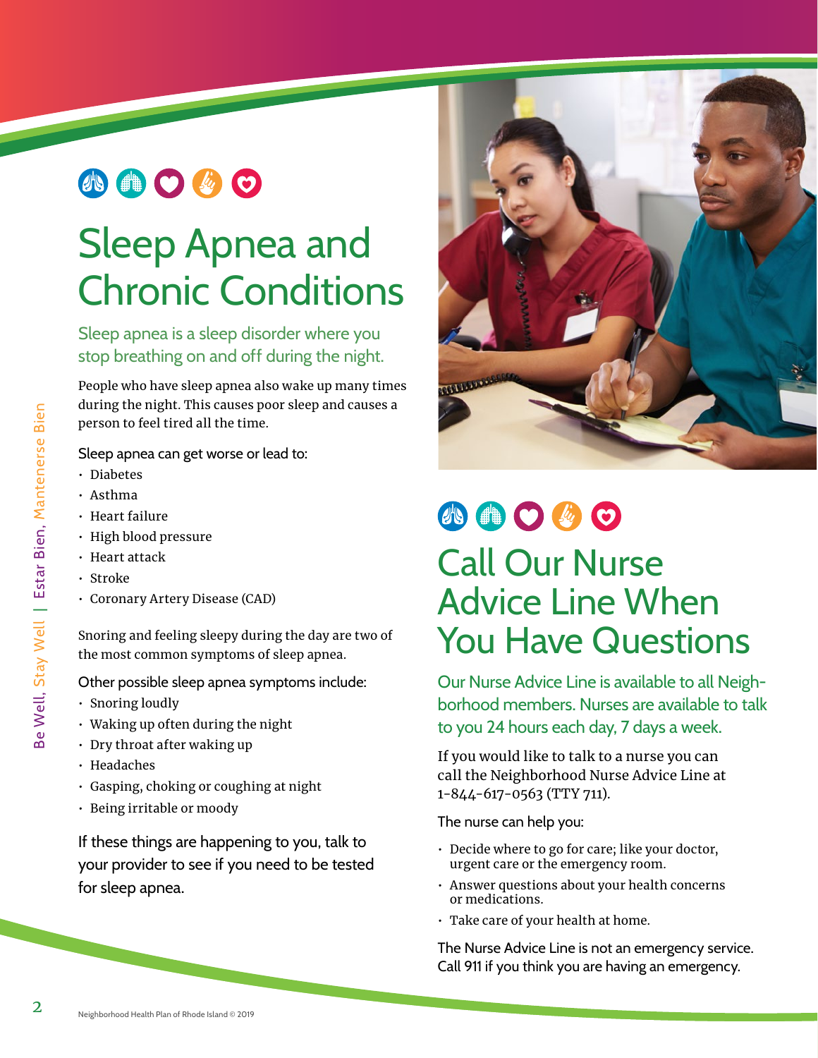# Sleep Apnea and Chronic Conditions

Sleep apnea is a sleep disorder where you stop breathing on and off during the night.

People who have sleep apnea also wake up many times during the night. This causes poor sleep and causes a person to feel tired all the time.

Sleep apnea can get worse or lead to:

- Diabetes
- Asthma
- Heart failure
- High blood pressure
- Heart attack
- Stroke
- Coronary Artery Disease (CAD)

Snoring and feeling sleepy during the day are two of the most common symptoms of sleep apnea.

Other possible sleep apnea symptoms include:

- Snoring loudly
- Waking up often during the night
- Dry throat after waking up
- Headaches
- Gasping, choking or coughing at night
- Being irritable or moody

If these things are happening to you, talk to your provider to see if you need to be tested for sleep apnea.

# Call Our Nurse Advice Line When You Have Questions

Our Nurse Advice Line is available to all Neighborhood members. Nurses are available to talk to you 24 hours each day, 7 days a week.

If you would like to talk to a nurse you can call the Neighborhood Nurse Advice Line at 1-844-617-0563 (TTY 711).

The nurse can help you:

- Decide where to go for care; like your doctor, urgent care or the emergency room.
- Answer questions about your health concerns or medications.
- Take care of your health at home.

The Nurse Advice Line is not an emergency service. Call 911 if you think you are having an emergency.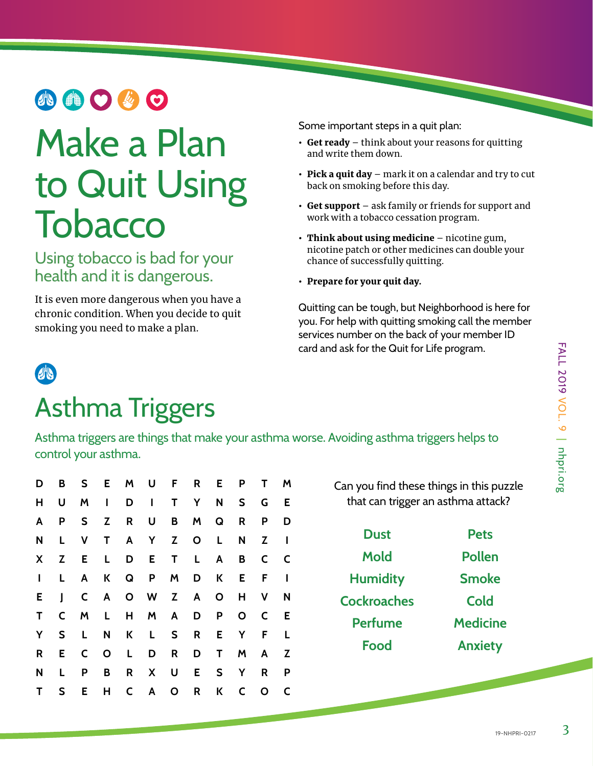# Make a Plan to Quit Using Tobacco

## Using tobacco is bad for your health and it is dangerous.

It is even more dangerous when you have a chronic condition. When you decide to quit smoking you need to make a plan.

Some important steps in a quit plan:

- **Get ready** – think about your reasons for quitting and write them down.
- **Pick a quit day** – mark it on a calendar and try to cut back on smoking before this day.
- **Get support** – ask family or friends for support and work with a tobacco cessation program.
- **Think about using medicine** – nicotine gum, nicotine patch or other medicines can double your chance of successfully quitting.
- **Prepare for your quit day.**

Quitting can be tough, but Neighborhood is here for you. For help with quitting smoking call the member services number on the back of your member ID card and ask for the Quit for Life program.

# Asthma Triggers

Asthma triggers are things that make your asthma worse. Avoiding asthma triggers helps to control your asthma.

```
D B S E M U F R E P T M
H U M I D I T Y N S G E
A P S Z R U B M Q R P D
N L V T A Y Z O L N Z I
X Z E L D E T L A B C C
I L A K Q P M D K E F I
E J C A O W Z A O H V N
T C M L H M A D P O C E
Y S L N K L S R E Y F L
R E C O L D R D T M A Z
N L P B R X U E S Y R P
T S E H C A O R K C O C
```

Can you find these things in this puzzle that can trigger an asthma attack?

| | |
|---|---|
| Dust | Pets |
| Mold | Pollen |
| Humidity | Smoke |
| Cockroaches | Cold |
| Perfume | Medicine |
| Food | Anxiety |

19-NHPRI-0217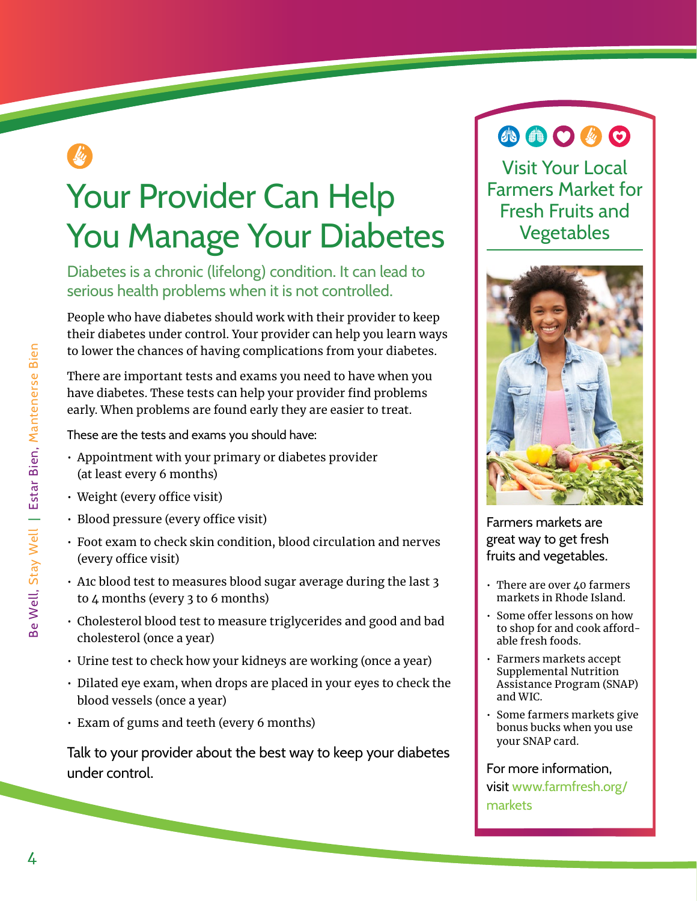# Your Provider Can Help You Manage Your Diabetes

Diabetes is a chronic (lifelong) condition. It can lead to serious health problems when it is not controlled.

People who have diabetes should work with their provider to keep their diabetes under control. Your provider can help you learn ways to lower the chances of having complications from your diabetes.

There are important tests and exams you need to have when you have diabetes. These tests can help your provider find problems early. When problems are found early they are easier to treat.

These are the tests and exams you should have:

- Appointment with your primary or diabetes provider (at least every 6 months)
- Weight (every office visit)
- Blood pressure (every office visit)
- Foot exam to check skin condition, blood circulation and nerves (every office visit)
- A1c blood test to measures blood sugar average during the last 3 to 4 months (every 3 to 6 months)
- Cholesterol blood test to measure triglycerides and good and bad cholesterol (once a year)
- Urine test to check how your kidneys are working (once a year)
- Dilated eye exam, when drops are placed in your eyes to check the blood vessels (once a year)
- Exam of gums and teeth (every 6 months)

Talk to your provider about the best way to keep your diabetes under control.

## Visit Your Local Farmers Market for Fresh Fruits and Vegetables

Farmers markets are great way to get fresh fruits and vegetables.

- There are over 40 farmers markets in Rhode Island.
- Some offer lessons on how to shop for and cook affordable fresh foods.
- Farmers markets accept Supplemental Nutrition Assistance Program (SNAP) and WIC.
- Some farmers markets give bonus bucks when you use your SNAP card.

For more information, visit www.farmfresh.org/markets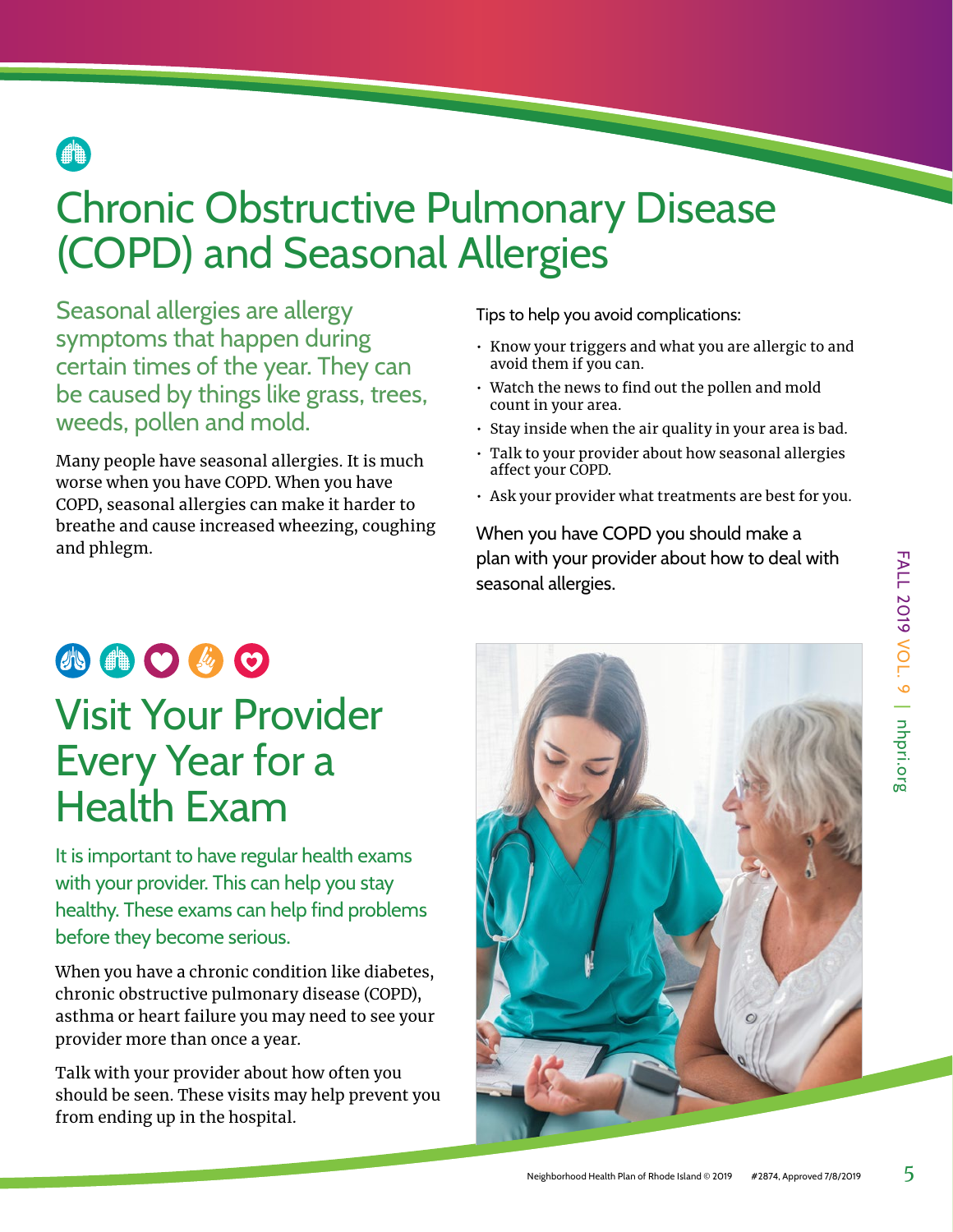# Chronic Obstructive Pulmonary Disease (COPD) and Seasonal Allergies

Seasonal allergies are allergy symptoms that happen during certain times of the year. They can be caused by things like grass, trees, weeds, pollen and mold.

Many people have seasonal allergies. It is much worse when you have COPD. When you have COPD, seasonal allergies can make it harder to breathe and cause increased wheezing, coughing and phlegm.

Tips to help you avoid complications:

- Know your triggers and what you are allergic to and avoid them if you can.
- Watch the news to find out the pollen and mold count in your area.
- Stay inside when the air quality in your area is bad.
- Talk to your provider about how seasonal allergies affect your COPD.
- Ask your provider what treatments are best for you.

When you have COPD you should make a plan with your provider about how to deal with seasonal allergies.

# Visit Your Provider Every Year for a Health Exam

It is important to have regular health exams with your provider. This can help you stay healthy. These exams can help find problems before they become serious.

When you have a chronic condition like diabetes, chronic obstructive pulmonary disease (COPD), asthma or heart failure you may need to see your provider more than once a year.

Talk with your provider about how often you should be seen. These visits may help prevent you from ending up in the hospital.

Neighborhood Health Plan of Rhode Island © 2019 #2874, Approved 7/8/2019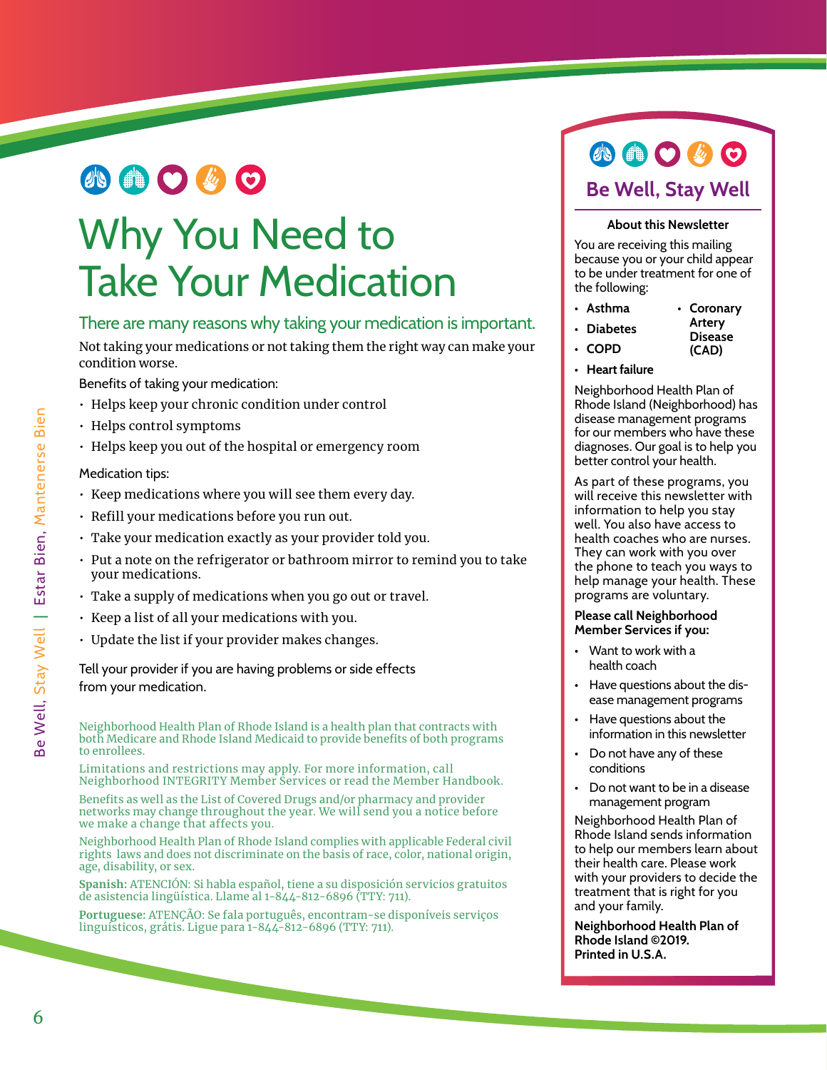# Why You Need to Take Your Medication

## There are many reasons why taking your medication is important.

Not taking your medications or not taking them the right way can make your condition worse.

Benefits of taking your medication:

- Helps keep your chronic condition under control
- Helps control symptoms
- Helps keep you out of the hospital or emergency room

Medication tips:

- Keep medications where you will see them every day.
- Refill your medications before you run out.
- Take your medication exactly as your provider told you.
- Put a note on the refrigerator or bathroom mirror to remind you to take your medications.
- Take a supply of medications when you go out or travel.
- Keep a list of all your medications with you.
- Update the list if your provider makes changes.

Tell your provider if you are having problems or side effects from your medication.

Neighborhood Health Plan of Rhode Island is a health plan that contracts with both Medicare and Rhode Island Medicaid to provide benefits of both programs to enrollees.

Limitations and restrictions may apply. For more information, call Neighborhood INTEGRITY Member Services or read the Member Handbook.

Benefits as well as the List of Covered Drugs and/or pharmacy and provider networks may change throughout the year. We will send you a notice before we make a change that affects you.

Neighborhood Health Plan of Rhode Island complies with applicable Federal civil rights laws and does not discriminate on the basis of race, color, national origin, age, disability, or sex.

**Spanish:** ATENCIÓN: Si habla español, tiene a su disposición servicios gratuitos de asistencia lingüística. Llame al 1-844-812-6896 (TTY: 711).

**Portuguese:** ATENÇÃO: Se fala português, encontram-se disponíveis serviços linguísticos, grátis. Ligue para 1-844-812-6896 (TTY: 711).

## Be Well, Stay Well

### About this Newsletter

You are receiving this mailing because you or your child appear to be under treatment for one of the following:

- **Asthma**
- **Diabetes**
- **COPD**
- **Heart failure**
- **Coronary Artery Disease (CAD)**

Neighborhood Health Plan of Rhode Island (Neighborhood) has disease management programs for our members who have these diagnoses. Our goal is to help you better control your health.

As part of these programs, you will receive this newsletter with information to help you stay well. You also have access to health coaches who are nurses. They can work with you over the phone to teach you ways to help manage your health. These programs are voluntary.

**Please call Neighborhood Member Services if you:**

- Want to work with a health coach
- Have questions about the disease management programs
- Have questions about the information in this newsletter
- Do not have any of these conditions
- Do not want to be in a disease management program

Neighborhood Health Plan of Rhode Island sends information to help our members learn about their health care. Please work with your providers to decide the treatment that is right for you and your family.

**Neighborhood Health Plan of Rhode Island ©2019. Printed in U.S.A.**